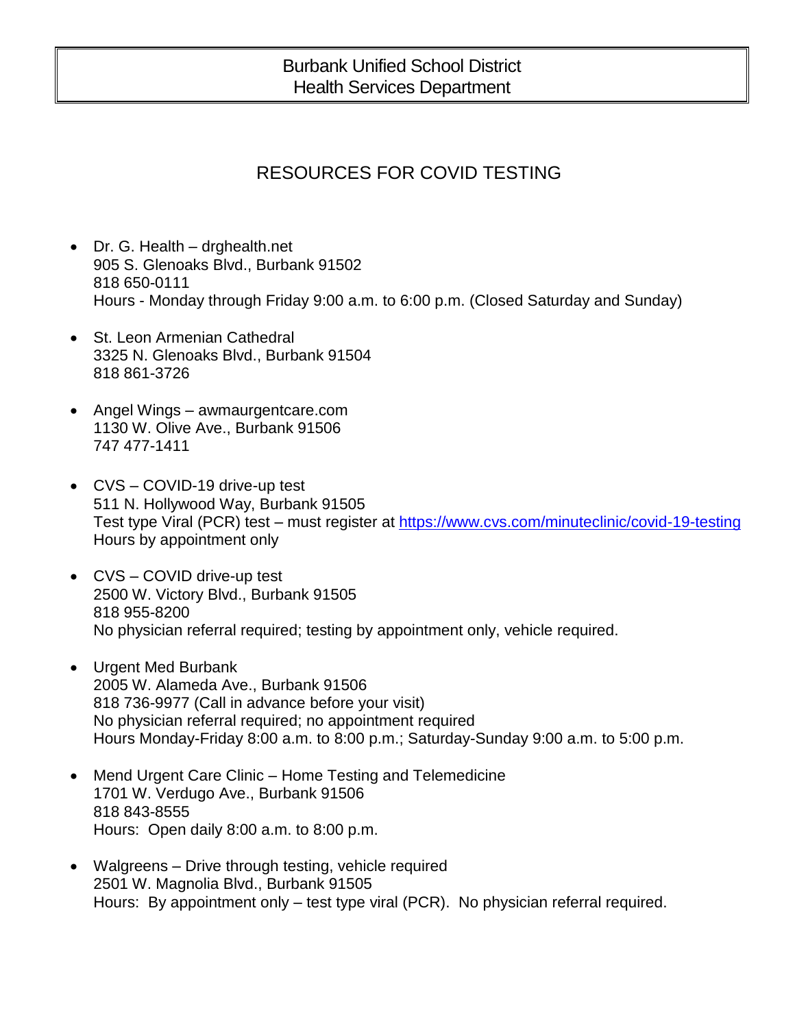# Burbank Unified School District
# Health Services Department

## RESOURCES FOR COVID TESTING

- Dr. G. Health – drghealth.net
  905 S. Glenoaks Blvd., Burbank 91502
  818 650-0111
  Hours - Monday through Friday 9:00 a.m. to 6:00 p.m. (Closed Saturday and Sunday)

- St. Leon Armenian Cathedral
  3325 N. Glenoaks Blvd., Burbank 91504
  818 861-3726

- Angel Wings – awmaurgentcare.com
  1130 W. Olive Ave., Burbank 91506
  747 477-1411

- CVS – COVID-19 drive-up test
  511 N. Hollywood Way, Burbank 91505
  Test type Viral (PCR) test – must register at [https://www.cvs.com/minuteclinic/covid-19-testing](https://www.cvs.com/minuteclinic/covid-19-testing)
  Hours by appointment only

- CVS – COVID drive-up test
  2500 W. Victory Blvd., Burbank 91505
  818 955-8200
  No physician referral required; testing by appointment only, vehicle required.

- Urgent Med Burbank
  2005 W. Alameda Ave., Burbank 91506
  818 736-9977 (Call in advance before your visit)
  No physician referral required; no appointment required
  Hours Monday-Friday 8:00 a.m. to 8:00 p.m.; Saturday-Sunday 9:00 a.m. to 5:00 p.m.

- Mend Urgent Care Clinic – Home Testing and Telemedicine
  1701 W. Verdugo Ave., Burbank 91506
  818 843-8555
  Hours: Open daily 8:00 a.m. to 8:00 p.m.

- Walgreens – Drive through testing, vehicle required
  2501 W. Magnolia Blvd., Burbank 91505
  Hours: By appointment only – test type viral (PCR). No physician referral required.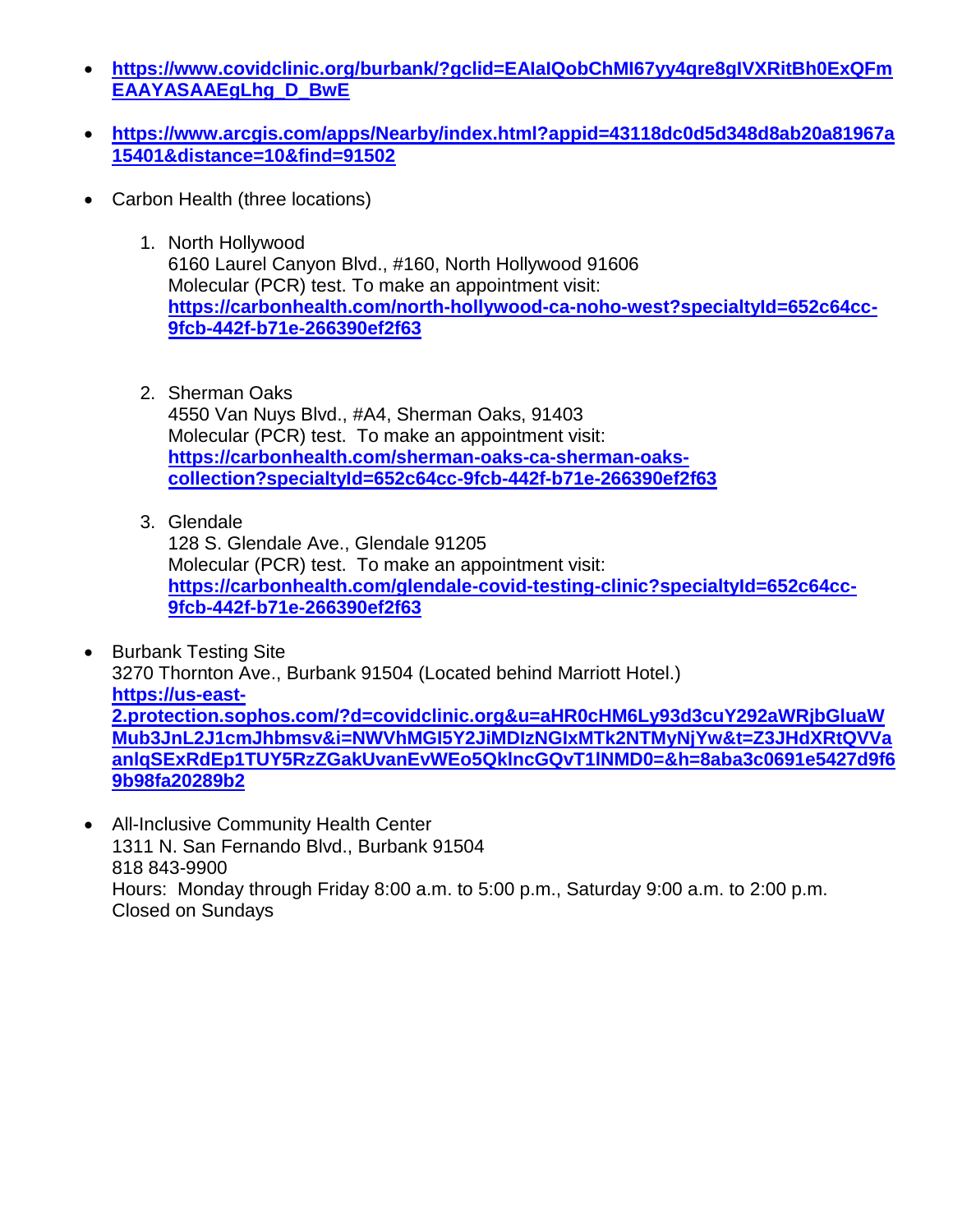- **https://www.covidclinic.org/burbank/?gclid=EAIaIQobChMI67yy4qre8gIVXRitBh0ExQFmEAAYASAAEgLhg_D_BwE**

- **https://www.arcgis.com/apps/Nearby/index.html?appid=43118dc0d5d348d8ab20a81967a15401&distance=10&find=91502**

- Carbon Health (three locations)

  1. North Hollywood
     6160 Laurel Canyon Blvd., #160, North Hollywood 91606
     Molecular (PCR) test. To make an appointment visit:
     **https://carbonhealth.com/north-hollywood-ca-noho-west?specialtyId=652c64cc-9fcb-442f-b71e-266390ef2f63**

  2. Sherman Oaks
     4550 Van Nuys Blvd., #A4, Sherman Oaks, 91403
     Molecular (PCR) test. To make an appointment visit:
     **https://carbonhealth.com/sherman-oaks-ca-sherman-oaks-collection?specialtyId=652c64cc-9fcb-442f-b71e-266390ef2f63**

  3. Glendale
     128 S. Glendale Ave., Glendale 91205
     Molecular (PCR) test. To make an appointment visit:
     **https://carbonhealth.com/glendale-covid-testing-clinic?specialtyId=652c64cc-9fcb-442f-b71e-266390ef2f63**

- Burbank Testing Site
  3270 Thornton Ave., Burbank 91504 (Located behind Marriott Hotel.)
  **https://us-east-2.protection.sophos.com/?d=covidclinic.org&u=aHR0cHM6Ly93d3cuY292aWRjbGluaWMub3JnL2J1cmJhbmsv&i=NWVhMGI5Y2JiMDIzNGIxMTk2NTMyNjYw&t=Z3JHdXRtQVVaanlqSExRdEp1TUY5RzZGakUvanEvWEo5QklncGQvT1lNMD0=&h=8aba3c0691e5427d9f69b98fa20289b2**

- All-Inclusive Community Health Center
  1311 N. San Fernando Blvd., Burbank 91504
  818 843-9900
  Hours: Monday through Friday 8:00 a.m. to 5:00 p.m., Saturday 9:00 a.m. to 2:00 p.m.
  Closed on Sundays